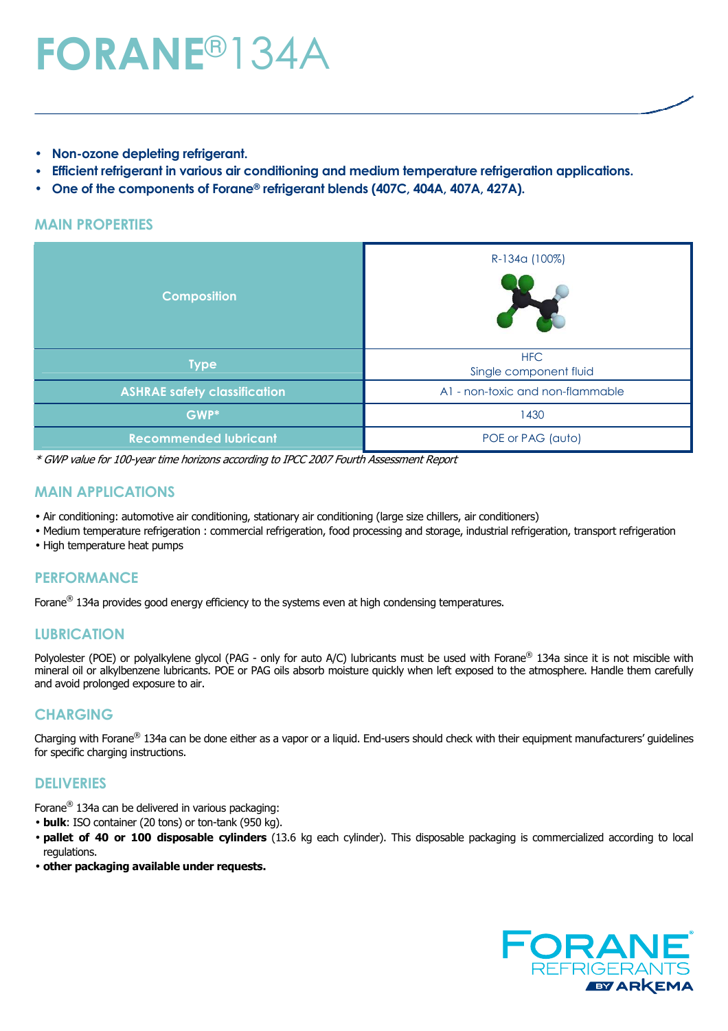# FORANE® 134A

- **Non-ozone depleting refrigerant.**
- **Efficient refrigerant in various air conditioning and medium temperature refrigeration applications.**
- **One of the components of Forane® refrigerant blends (407C, 404A, 407A, 427A).**

## MAIN PROPERTIES

| | |
|---|---|
| Composition | R-134a (100%) |
| Type | HFC<br>Single component fluid |
| ASHRAE safety classification | A1 - non-toxic and non-flammable |
| GWP* | 1430 |
| Recommended lubricant | POE or PAG (auto) |

*\* GWP value for 100-year time horizons according to IPCC 2007 Fourth Assessment Report*

## MAIN APPLICATIONS

- Air conditioning: automotive air conditioning, stationary air conditioning (large size chillers, air conditioners)
- Medium temperature refrigeration : commercial refrigeration, food processing and storage, industrial refrigeration, transport refrigeration
- High temperature heat pumps

## PERFORMANCE

Forane® 134a provides good energy efficiency to the systems even at high condensing temperatures.

## LUBRICATION

Polyolester (POE) or polyalkylene glycol (PAG - only for auto A/C) lubricants must be used with Forane® 134a since it is not miscible with mineral oil or alkylbenzene lubricants. POE or PAG oils absorb moisture quickly when left exposed to the atmosphere. Handle them carefully and avoid prolonged exposure to air.

## CHARGING

Charging with Forane® 134a can be done either as a vapor or a liquid. End-users should check with their equipment manufacturers' guidelines for specific charging instructions.

## DELIVERIES

Forane® 134a can be delivered in various packaging:

- **bulk**: ISO container (20 tons) or ton-tank (950 kg).
- **pallet of 40 or 100 disposable cylinders** (13.6 kg each cylinder). This disposable packaging is commercialized according to local regulations.
- **other packaging available under requests.**

FORANE® REFRIGERANTS BY ARKEMA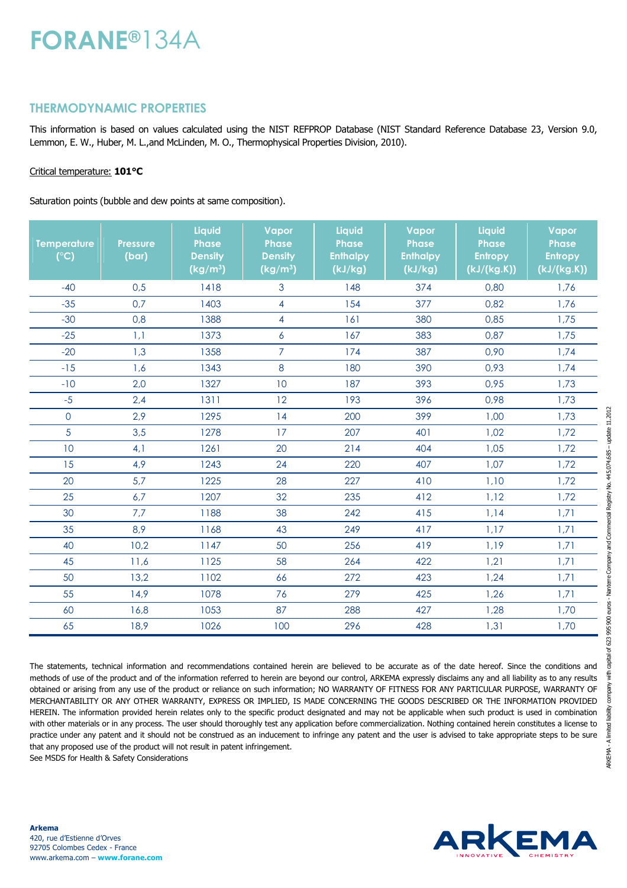# FORANE®134A

## THERMODYNAMIC PROPERTIES

This information is based on values calculated using the NIST REFPROP Database (NIST Standard Reference Database 23, Version 9.0, Lemmon, E. W., Huber, M. L.,and McLinden, M. O., Thermophysical Properties Division, 2010).

Critical temperature: **101°C**

Saturation points (bubble and dew points at same composition).

| Temperature (°C) | Pressure (bar) | Liquid Phase Density (kg/m³) | Vapor Phase Density (kg/m³) | Liquid Phase Enthalpy (kJ/kg) | Vapor Phase Enthalpy (kJ/kg) | Liquid Phase Entropy (kJ/(kg.K)) | Vapor Phase Entropy (kJ/(kg.K)) |
|---|---|---|---|---|---|---|---|
| -40 | 0,5 | 1418 | 3 | 148 | 374 | 0,80 | 1,76 |
| -35 | 0,7 | 1403 | 4 | 154 | 377 | 0,82 | 1,76 |
| -30 | 0,8 | 1388 | 4 | 161 | 380 | 0,85 | 1,75 |
| -25 | 1,1 | 1373 | 6 | 167 | 383 | 0,87 | 1,75 |
| -20 | 1,3 | 1358 | 7 | 174 | 387 | 0,90 | 1,74 |
| -15 | 1,6 | 1343 | 8 | 180 | 390 | 0,93 | 1,74 |
| -10 | 2,0 | 1327 | 10 | 187 | 393 | 0,95 | 1,73 |
| -5 | 2,4 | 1311 | 12 | 193 | 396 | 0,98 | 1,73 |
| 0 | 2,9 | 1295 | 14 | 200 | 399 | 1,00 | 1,73 |
| 5 | 3,5 | 1278 | 17 | 207 | 401 | 1,02 | 1,72 |
| 10 | 4,1 | 1261 | 20 | 214 | 404 | 1,05 | 1,72 |
| 15 | 4,9 | 1243 | 24 | 220 | 407 | 1,07 | 1,72 |
| 20 | 5,7 | 1225 | 28 | 227 | 410 | 1,10 | 1,72 |
| 25 | 6,7 | 1207 | 32 | 235 | 412 | 1,12 | 1,72 |
| 30 | 7,7 | 1188 | 38 | 242 | 415 | 1,14 | 1,71 |
| 35 | 8,9 | 1168 | 43 | 249 | 417 | 1,17 | 1,71 |
| 40 | 10,2 | 1147 | 50 | 256 | 419 | 1,19 | 1,71 |
| 45 | 11,6 | 1125 | 58 | 264 | 422 | 1,21 | 1,71 |
| 50 | 13,2 | 1102 | 66 | 272 | 423 | 1,24 | 1,71 |
| 55 | 14,9 | 1078 | 76 | 279 | 425 | 1,26 | 1,71 |
| 60 | 16,8 | 1053 | 87 | 288 | 427 | 1,28 | 1,70 |
| 65 | 18,9 | 1026 | 100 | 296 | 428 | 1,31 | 1,70 |

The statements, technical information and recommendations contained herein are believed to be accurate as of the date hereof. Since the conditions and methods of use of the product and of the information referred to herein are beyond our control, ARKEMA expressly disclaims any and all liability as to any results obtained or arising from any use of the product or reliance on such information; NO WARRANTY OF FITNESS FOR ANY PARTICULAR PURPOSE, WARRANTY OF MERCHANTABILITY OR ANY OTHER WARRANTY, EXPRESS OR IMPLIED, IS MADE CONCERNING THE GOODS DESCRIBED OR THE INFORMATION PROVIDED HEREIN. The information provided herein relates only to the specific product designated and may not be applicable when such product is used in combination with other materials or in any process. The user should thoroughly test any application before commercialization. Nothing contained herein constitutes a license to practice under any patent and it should not be construed as an inducement to infringe any patent and the user is advised to take appropriate steps to be sure that any proposed use of the product will not result in patent infringement.
See MSDS for Health & Safety Considerations

ARKEMA - A limited liability company with capital of 623 995 900 euros - Nanterre Company and Commercial Registry No. 445 074 685 – update 11.2012

**Arkema**
420, rue d'Estienne d'Orves
92705 Colombes Cedex - France
www.arkema.com – **www.forane.com**

ARKEMA
INNOVATIVE CHEMISTRY